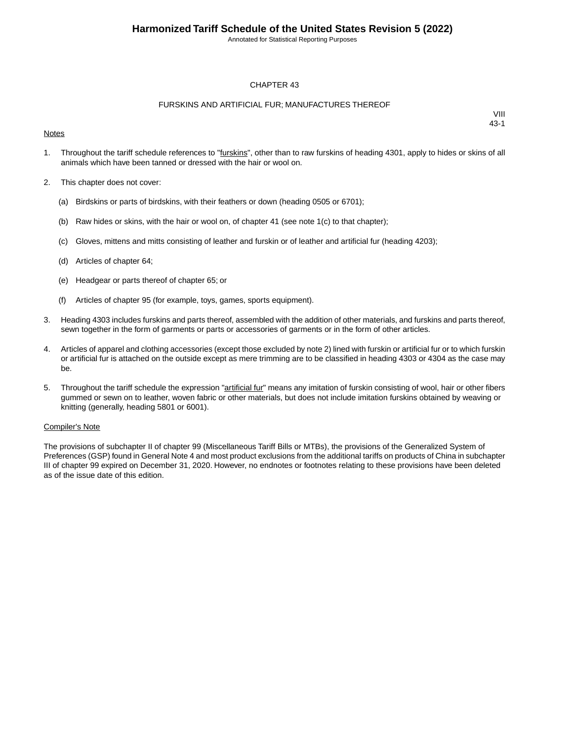# CHAPTER 43

## FURSKINS AND ARTIFICIAL FUR; MANUFACTURES THEREOF

VIII
43-1

Notes

1. Throughout the tariff schedule references to "furskins", other than to raw furskins of heading 4301, apply to hides or skins of all animals which have been tanned or dressed with the hair or wool on.

2. This chapter does not cover:

   (a) Birdskins or parts of birdskins, with their feathers or down (heading 0505 or 6701);

   (b) Raw hides or skins, with the hair or wool on, of chapter 41 (see note 1(c) to that chapter);

   (c) Gloves, mittens and mitts consisting of leather and furskin or of leather and artificial fur (heading 4203);

   (d) Articles of chapter 64;

   (e) Headgear or parts thereof of chapter 65; or

   (f) Articles of chapter 95 (for example, toys, games, sports equipment).

3. Heading 4303 includes furskins and parts thereof, assembled with the addition of other materials, and furskins and parts thereof, sewn together in the form of garments or parts or accessories of garments or in the form of other articles.

4. Articles of apparel and clothing accessories (except those excluded by note 2) lined with furskin or artificial fur or to which furskin or artificial fur is attached on the outside except as mere trimming are to be classified in heading 4303 or 4304 as the case may be.

5. Throughout the tariff schedule the expression "artificial fur" means any imitation of furskin consisting of wool, hair or other fibers gummed or sewn on to leather, woven fabric or other materials, but does not include imitation furskins obtained by weaving or knitting (generally, heading 5801 or 6001).

Compiler's Note

The provisions of subchapter II of chapter 99 (Miscellaneous Tariff Bills or MTBs), the provisions of the Generalized System of Preferences (GSP) found in General Note 4 and most product exclusions from the additional tariffs on products of China in subchapter III of chapter 99 expired on December 31, 2020. However, no endnotes or footnotes relating to these provisions have been deleted as of the issue date of this edition.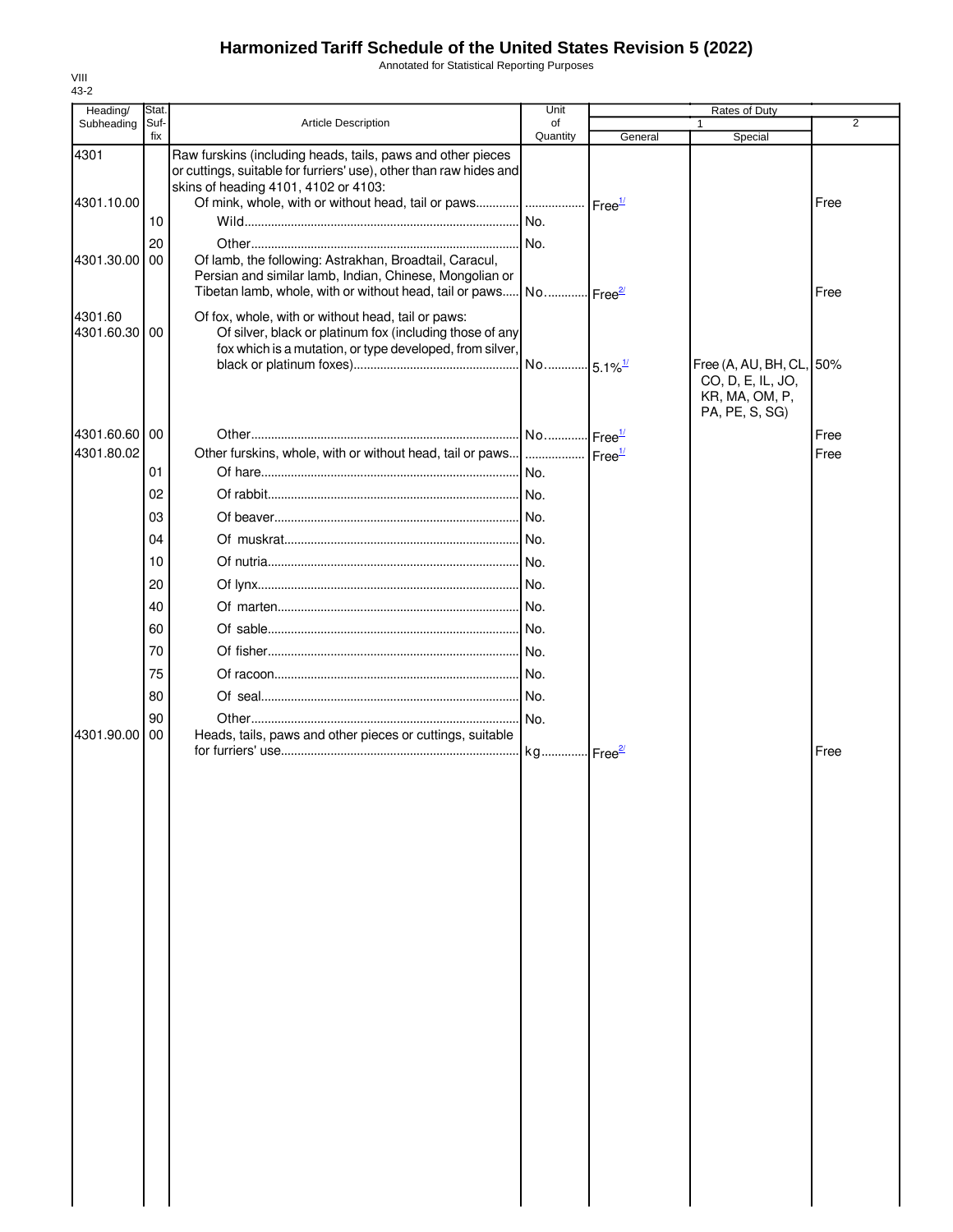# Harmonized Tariff Schedule of the United States Revision 5 (2022)

Annotated for Statistical Reporting Purposes

VIII
43-2

| Heading/ Subheading | Stat. Suf- fix | Article Description | Unit of Quantity | Rates of Duty 1 General | Special | 2 |
|---|---|---|---|---|---|---|
| 4301 | | Raw furskins (including heads, tails, paws and other pieces or cuttings, suitable for furriers' use), other than raw hides and skins of heading 4101, 4102 or 4103: | | | | |
| 4301.10.00 | | Of mink, whole, with or without head, tail or paws | | Free[1/] | | Free |
| | 10 | Wild | No. | | | |
| | 20 | Other | No. | | | |
| 4301.30.00 | 00 | Of lamb, the following: Astrakhan, Broadtail, Caracul, Persian and similar lamb, Indian, Chinese, Mongolian or Tibetan lamb, whole, with or without head, tail or paws | No. | Free[2/] | | Free |
| 4301.60 | | Of fox, whole, with or without head, tail or paws: | | | | |
| 4301.60.30 | 00 | Of silver, black or platinum fox (including those of any fox which is a mutation, or type developed, from silver, black or platinum foxes) | No. | 5.1%[1/] | Free (A, AU, BH, CL, CO, D, E, IL, JO, KR, MA, OM, P, PA, PE, S, SG) | 50% |
| 4301.60.60 | 00 | Other | No. | Free[1/] | | Free |
| 4301.80.02 | | Other furskins, whole, with or without head, tail or paws | | Free[1/] | | Free |
| | 01 | Of hare | No. | | | |
| | 02 | Of rabbit | No. | | | |
| | 03 | Of beaver | No. | | | |
| | 04 | Of muskrat | No. | | | |
| | 10 | Of nutria | No. | | | |
| | 20 | Of lynx | No. | | | |
| | 40 | Of marten | No. | | | |
| | 60 | Of sable | No. | | | |
| | 70 | Of fisher | No. | | | |
| | 75 | Of racoon | No. | | | |
| | 80 | Of seal | No. | | | |
| | 90 | Other | No. | | | |
| 4301.90.00 | 00 | Heads, tails, paws and other pieces or cuttings, suitable for furriers' use | kg | Free[2/] | | Free |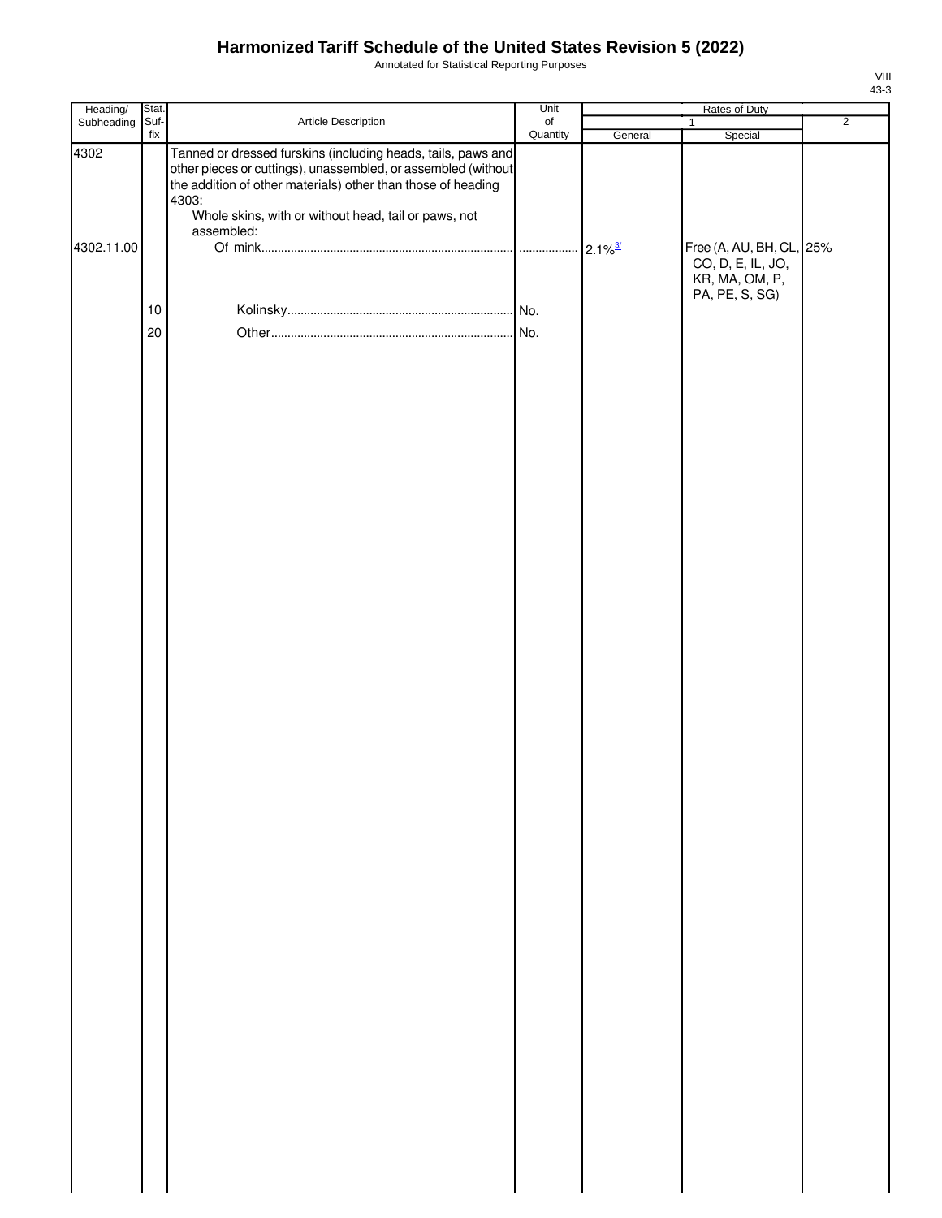# Harmonized Tariff Schedule of the United States Revision 5 (2022)

Annotated for Statistical Reporting Purposes

| Heading/ Subheading | Stat. Suf- fix | Article Description | Unit of Quantity | Rates of Duty | | |
|---|---|---|---|---|---|---|
| | | | | 1 | | 2 |
| | | | | General | Special | |
| 4302 | | Tanned or dressed furskins (including heads, tails, paws and other pieces or cuttings), unassembled, or assembled (without the addition of other materials) other than those of heading 4303: | | | | |
| | | Whole skins, with or without head, tail or paws, not assembled: | | | | |
| 4302.11.00 | | Of mink | | 2.1%[3/] | Free (A, AU, BH, CL, CO, D, E, IL, JO, KR, MA, OM, P, PA, PE, S, SG) | 25% |
| | 10 | Kolinsky | No. | | | |
| | 20 | Other | No. | | | |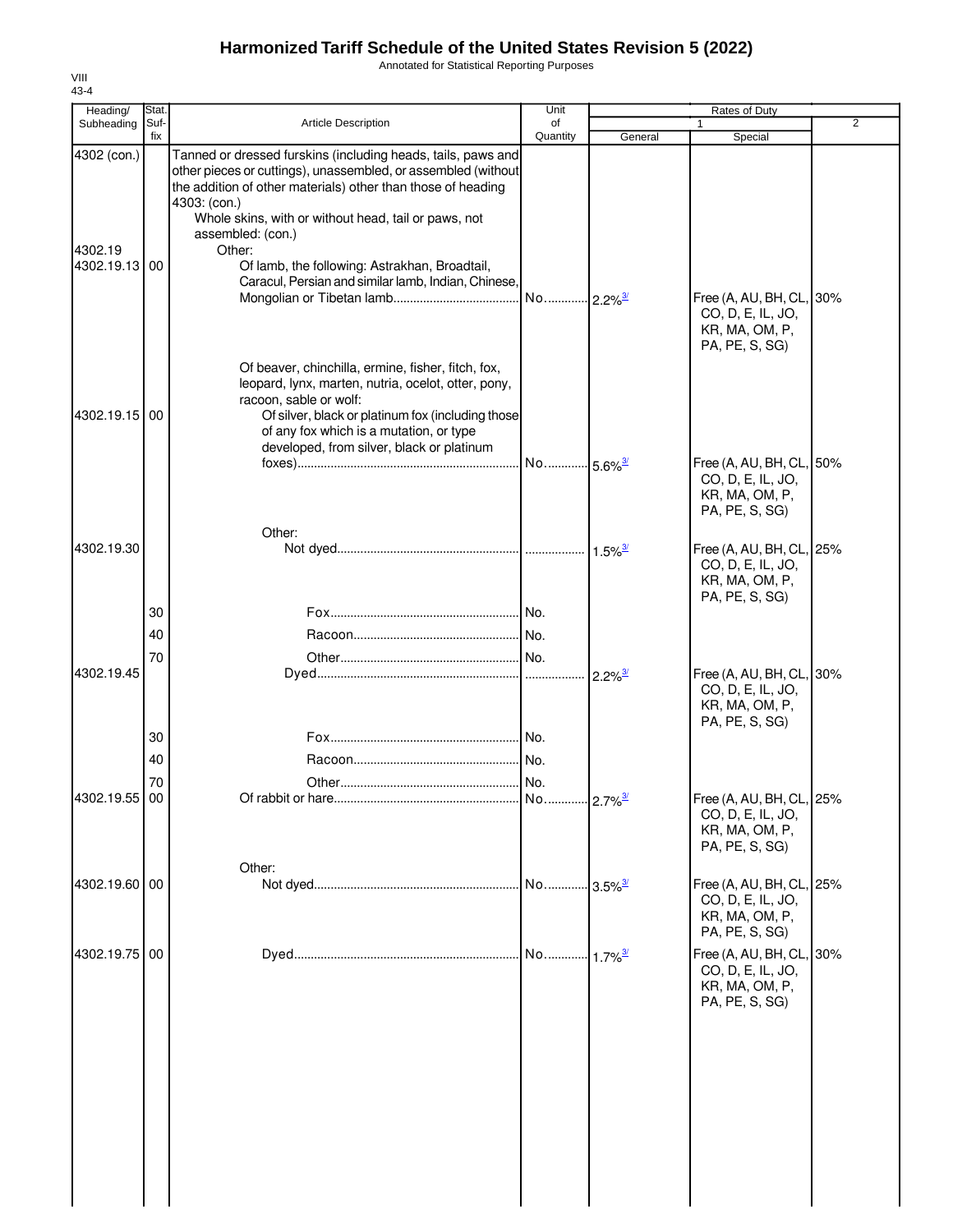# Harmonized Tariff Schedule of the United States Revision 5 (2022)

Annotated for Statistical Reporting Purposes

VIII
43-4

| Heading/ Subheading | Stat. Suf- fix | Article Description | Unit of Quantity | Rates of Duty 1 General | Special | 2 |
|---|---|---|---|---|---|---|
| 4302 (con.) | | Tanned or dressed furskins (including heads, tails, paws and other pieces or cuttings), unassembled, or assembled (without the addition of other materials) other than those of heading 4303: (con.) | | | | |
| | | Whole skins, with or without head, tail or paws, not assembled: (con.) | | | | |
| 4302.19 | | Other: | | | | |
| 4302.19.13 | 00 | Of lamb, the following: Astrakhan, Broadtail, Caracul, Persian and similar lamb, Indian, Chinese, Mongolian or Tibetan lamb | No. | 2.2%[3/] | Free (A, AU, BH, CL, CO, D, E, IL, JO, KR, MA, OM, P, PA, PE, S, SG) | 30% |
| | | Of beaver, chinchilla, ermine, fisher, fitch, fox, leopard, lynx, marten, nutria, ocelot, otter, pony, racoon, sable or wolf: | | | | |
| 4302.19.15 | 00 | Of silver, black or platinum fox (including those of any fox which is a mutation, or type developed, from silver, black or platinum foxes) | No. | 5.6%[3/] | Free (A, AU, BH, CL, CO, D, E, IL, JO, KR, MA, OM, P, PA, PE, S, SG) | 50% |
| | | Other: | | | | |
| 4302.19.30 | | Not dyed | | 1.5%[3/] | Free (A, AU, BH, CL, CO, D, E, IL, JO, KR, MA, OM, P, PA, PE, S, SG) | 25% |
| | 30 | Fox | No. | | | |
| | 40 | Racoon | No. | | | |
| | 70 | Other | No. | | | |
| 4302.19.45 | | Dyed | | 2.2%[3/] | Free (A, AU, BH, CL, CO, D, E, IL, JO, KR, MA, OM, P, PA, PE, S, SG) | 30% |
| | 30 | Fox | No. | | | |
| | 40 | Racoon | No. | | | |
| | 70 | Other | No. | | | |
| 4302.19.55 | 00 | Of rabbit or hare | No. | 2.7%[3/] | Free (A, AU, BH, CL, CO, D, E, IL, JO, KR, MA, OM, P, PA, PE, S, SG) | 25% |
| | | Other: | | | | |
| 4302.19.60 | 00 | Not dyed | No. | 3.5%[3/] | Free (A, AU, BH, CL, CO, D, E, IL, JO, KR, MA, OM, P, PA, PE, S, SG) | 25% |
| 4302.19.75 | 00 | Dyed | No. | 1.7%[3/] | Free (A, AU, BH, CL, CO, D, E, IL, JO, KR, MA, OM, P, PA, PE, S, SG) | 30% |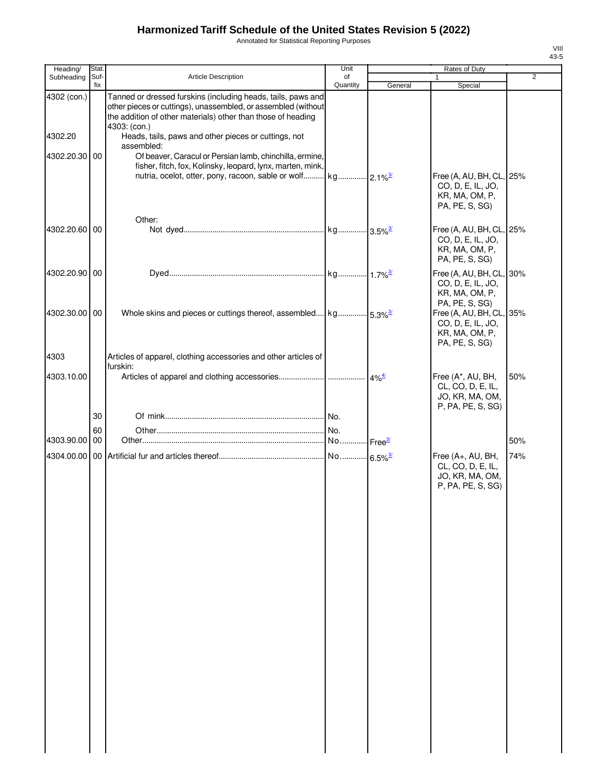# Harmonized Tariff Schedule of the United States Revision 5 (2022)

Annotated for Statistical Reporting Purposes

| Heading/ Subheading | Stat. Suf- fix | Article Description | Unit of Quantity | Rates of Duty 1 General | Rates of Duty 1 Special | Rates of Duty 2 |
|---|---|---|---|---|---|---|
| 4302 (con.) | | Tanned or dressed furskins (including heads, tails, paws and other pieces or cuttings), unassembled, or assembled (without the addition of other materials) other than those of heading 4303: (con.) | | | | |
| 4302.20 | | Heads, tails, paws and other pieces or cuttings, not assembled: | | | | |
| 4302.20.30 | 00 | Of beaver, Caracul or Persian lamb, chinchilla, ermine, fisher, fitch, fox, Kolinsky, leopard, lynx, marten, mink, nutria, ocelot, otter, pony, racoon, sable or wolf | kg | 2.1% [3/] | Free (A, AU, BH, CL, CO, D, E, IL, JO, KR, MA, OM, P, PA, PE, S, SG) | 25% |
| | | Other: | | | | |
| 4302.20.60 | 00 | Not dyed | kg | 3.5% [3/] | Free (A, AU, BH, CL, CO, D, E, IL, JO, KR, MA, OM, P, PA, PE, S, SG) | 25% |
| 4302.20.90 | 00 | Dyed | kg | 1.7% [3/] | Free (A, AU, BH, CL, CO, D, E, IL, JO, KR, MA, OM, P, PA, PE, S, SG) | 30% |
| 4302.30.00 | 00 | Whole skins and pieces or cuttings thereof, assembled | kg | 5.3% [3/] | Free (A, AU, BH, CL, CO, D, E, IL, JO, KR, MA, OM, P, PA, PE, S, SG) | 35% |
| 4303 | | Articles of apparel, clothing accessories and other articles of furskin: | | | | |
| 4303.10.00 | | Articles of apparel and clothing accessories | | 4% [4/] | Free (A*, AU, BH, CL, CO, D, E, IL, JO, KR, MA, OM, P, PA, PE, S, SG) | 50% |
| | 30 | Of mink | No. | | | |
| | 60 | Other | No. | | | |
| 4303.90.00 | 00 | Other | No. | Free [3/] | | 50% |
| 4304.00.00 | 00 | Artificial fur and articles thereof | No. | 6.5% [3/] | Free (A+, AU, BH, CL, CO, D, E, IL, JO, KR, MA, OM, P, PA, PE, S, SG) | 74% |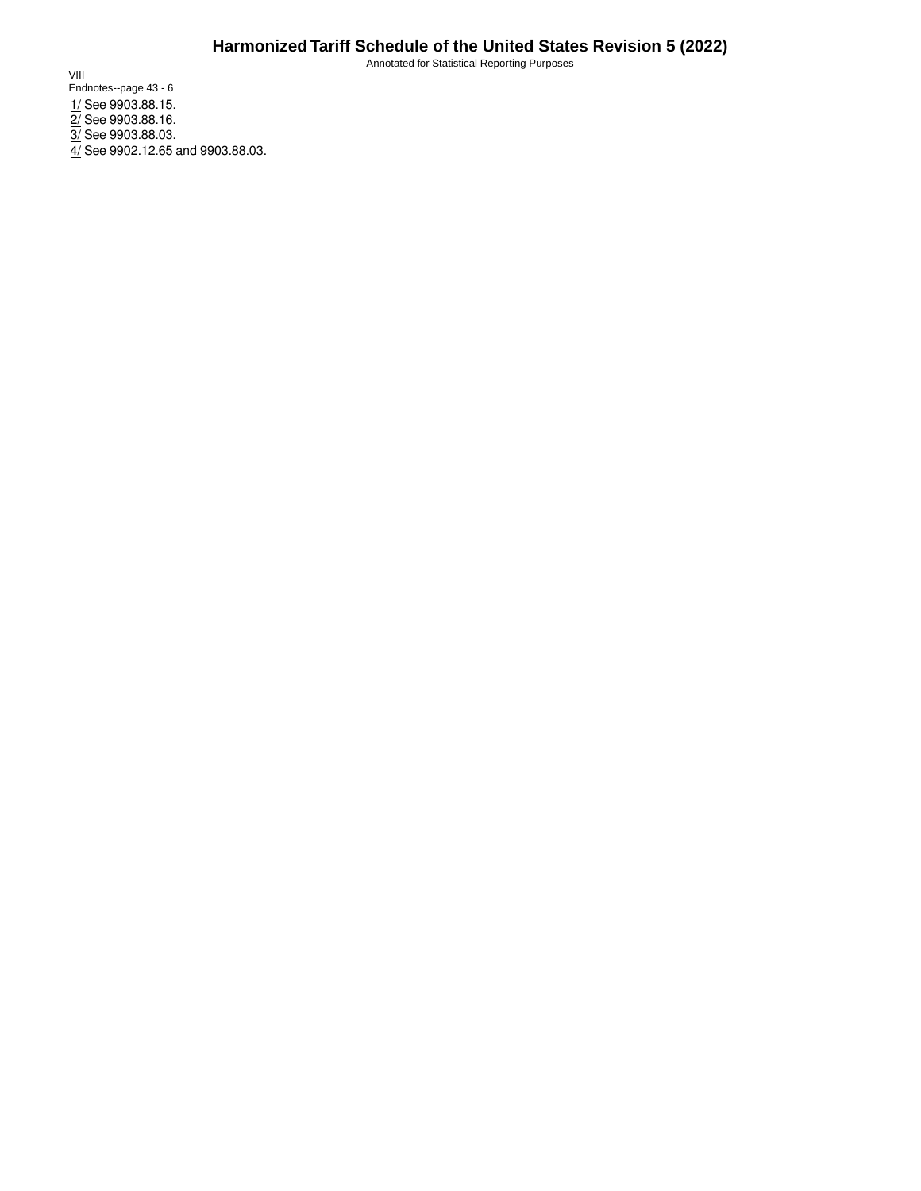1/ See 9903.88.15.
2/ See 9903.88.16.
3/ See 9903.88.03.
4/ See 9902.12.65 and 9903.88.03.